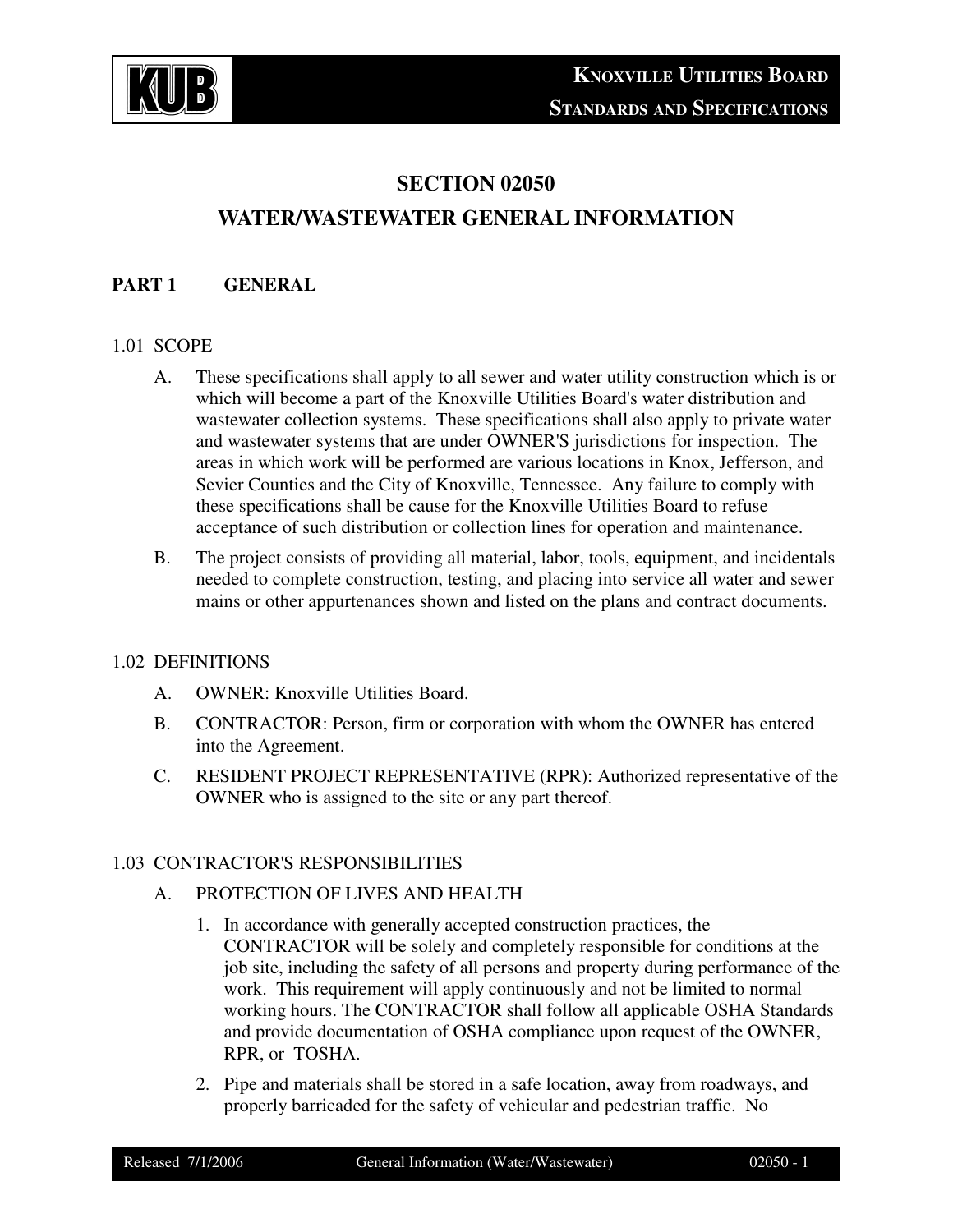# SECTION 02050

# WATER/WASTEWATER GENERAL INFORMATION

## PART 1 GENERAL

### 1.01 SCOPE

A. These specifications shall apply to all sewer and water utility construction which is or which will become a part of the Knoxville Utilities Board's water distribution and wastewater collection systems. These specifications shall also apply to private water and wastewater systems that are under OWNER'S jurisdictions for inspection. The areas in which work will be performed are various locations in Knox, Jefferson, and Sevier Counties and the City of Knoxville, Tennessee. Any failure to comply with these specifications shall be cause for the Knoxville Utilities Board to refuse acceptance of such distribution or collection lines for operation and maintenance.

B. The project consists of providing all material, labor, tools, equipment, and incidentals needed to complete construction, testing, and placing into service all water and sewer mains or other appurtenances shown and listed on the plans and contract documents.

### 1.02 DEFINITIONS

A. OWNER: Knoxville Utilities Board.

B. CONTRACTOR: Person, firm or corporation with whom the OWNER has entered into the Agreement.

C. RESIDENT PROJECT REPRESENTATIVE (RPR): Authorized representative of the OWNER who is assigned to the site or any part thereof.

### 1.03 CONTRACTOR'S RESPONSIBILITIES

A. PROTECTION OF LIVES AND HEALTH

1. In accordance with generally accepted construction practices, the CONTRACTOR will be solely and completely responsible for conditions at the job site, including the safety of all persons and property during performance of the work. This requirement will apply continuously and not be limited to normal working hours. The CONTRACTOR shall follow all applicable OSHA Standards and provide documentation of OSHA compliance upon request of the OWNER, RPR, or TOSHA.

2. Pipe and materials shall be stored in a safe location, away from roadways, and properly barricaded for the safety of vehicular and pedestrian traffic. No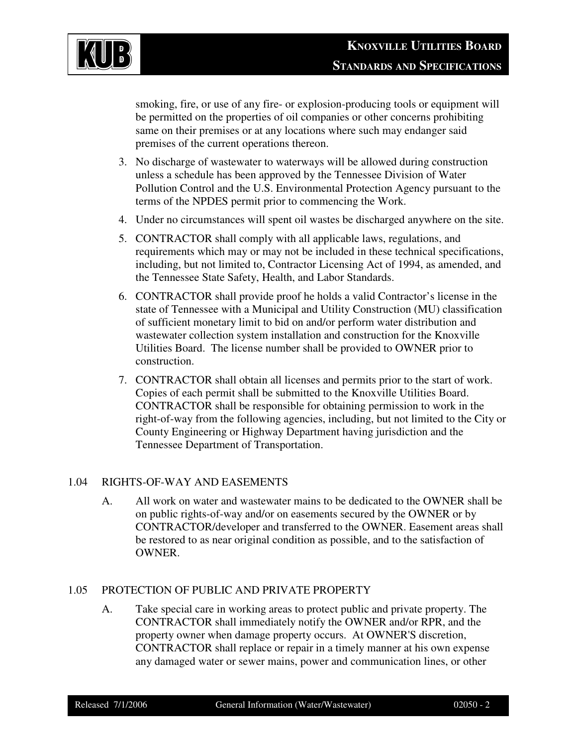smoking, fire, or use of any fire- or explosion-producing tools or equipment will be permitted on the properties of oil companies or other concerns prohibiting same on their premises or at any locations where such may endanger said premises of the current operations thereon.

3. No discharge of wastewater to waterways will be allowed during construction unless a schedule has been approved by the Tennessee Division of Water Pollution Control and the U.S. Environmental Protection Agency pursuant to the terms of the NPDES permit prior to commencing the Work.
4. Under no circumstances will spent oil wastes be discharged anywhere on the site.
5. CONTRACTOR shall comply with all applicable laws, regulations, and requirements which may or may not be included in these technical specifications, including, but not limited to, Contractor Licensing Act of 1994, as amended, and the Tennessee State Safety, Health, and Labor Standards.
6. CONTRACTOR shall provide proof he holds a valid Contractor's license in the state of Tennessee with a Municipal and Utility Construction (MU) classification of sufficient monetary limit to bid on and/or perform water distribution and wastewater collection system installation and construction for the Knoxville Utilities Board. The license number shall be provided to OWNER prior to construction.
7. CONTRACTOR shall obtain all licenses and permits prior to the start of work. Copies of each permit shall be submitted to the Knoxville Utilities Board. CONTRACTOR shall be responsible for obtaining permission to work in the right-of-way from the following agencies, including, but not limited to the City or County Engineering or Highway Department having jurisdiction and the Tennessee Department of Transportation.

## 1.04 RIGHTS-OF-WAY AND EASEMENTS

A. All work on water and wastewater mains to be dedicated to the OWNER shall be on public rights-of-way and/or on easements secured by the OWNER or by CONTRACTOR/developer and transferred to the OWNER. Easement areas shall be restored to as near original condition as possible, and to the satisfaction of OWNER.

## 1.05 PROTECTION OF PUBLIC AND PRIVATE PROPERTY

A. Take special care in working areas to protect public and private property. The CONTRACTOR shall immediately notify the OWNER and/or RPR, and the property owner when damage property occurs. At OWNER'S discretion, CONTRACTOR shall replace or repair in a timely manner at his own expense any damaged water or sewer mains, power and communication lines, or other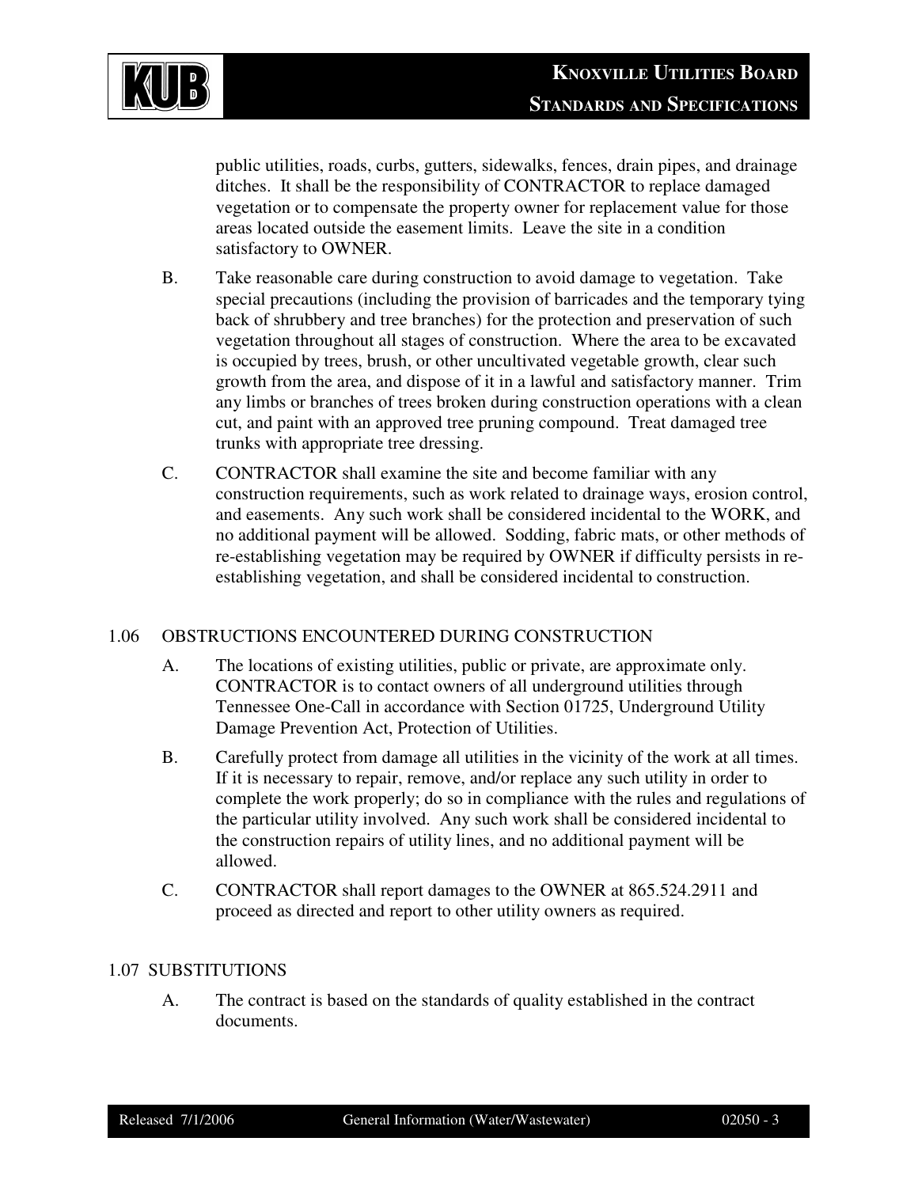public utilities, roads, curbs, gutters, sidewalks, fences, drain pipes, and drainage ditches. It shall be the responsibility of CONTRACTOR to replace damaged vegetation or to compensate the property owner for replacement value for those areas located outside the easement limits. Leave the site in a condition satisfactory to OWNER.

B. Take reasonable care during construction to avoid damage to vegetation. Take special precautions (including the provision of barricades and the temporary tying back of shrubbery and tree branches) for the protection and preservation of such vegetation throughout all stages of construction. Where the area to be excavated is occupied by trees, brush, or other uncultivated vegetable growth, clear such growth from the area, and dispose of it in a lawful and satisfactory manner. Trim any limbs or branches of trees broken during construction operations with a clean cut, and paint with an approved tree pruning compound. Treat damaged tree trunks with appropriate tree dressing.

C. CONTRACTOR shall examine the site and become familiar with any construction requirements, such as work related to drainage ways, erosion control, and easements. Any such work shall be considered incidental to the WORK, and no additional payment will be allowed. Sodding, fabric mats, or other methods of re-establishing vegetation may be required by OWNER if difficulty persists in re-establishing vegetation, and shall be considered incidental to construction.

## 1.06 OBSTRUCTIONS ENCOUNTERED DURING CONSTRUCTION

A. The locations of existing utilities, public or private, are approximate only. CONTRACTOR is to contact owners of all underground utilities through Tennessee One-Call in accordance with Section 01725, Underground Utility Damage Prevention Act, Protection of Utilities.

B. Carefully protect from damage all utilities in the vicinity of the work at all times. If it is necessary to repair, remove, and/or replace any such utility in order to complete the work properly; do so in compliance with the rules and regulations of the particular utility involved. Any such work shall be considered incidental to the construction repairs of utility lines, and no additional payment will be allowed.

C. CONTRACTOR shall report damages to the OWNER at 865.524.2911 and proceed as directed and report to other utility owners as required.

## 1.07 SUBSTITUTIONS

A. The contract is based on the standards of quality established in the contract documents.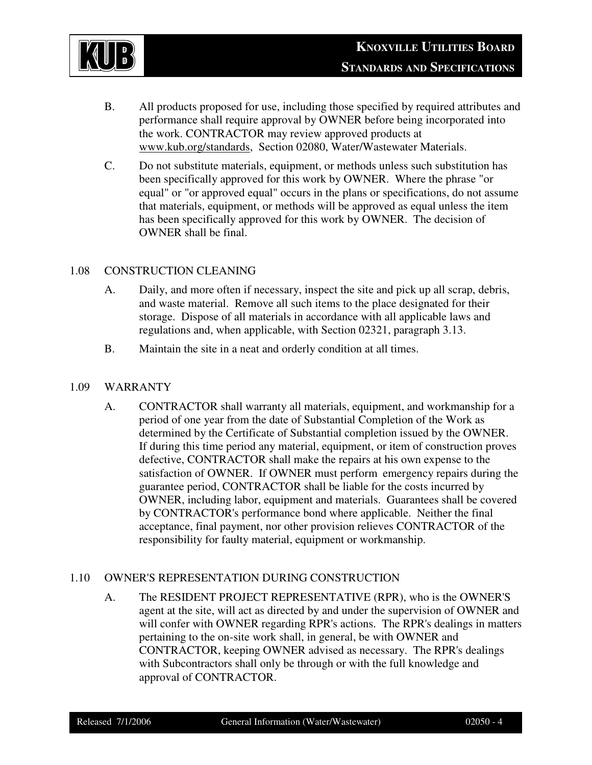B. All products proposed for use, including those specified by required attributes and performance shall require approval by OWNER before being incorporated into the work. CONTRACTOR may review approved products at www.kub.org/standards, Section 02080, Water/Wastewater Materials.

C. Do not substitute materials, equipment, or methods unless such substitution has been specifically approved for this work by OWNER. Where the phrase "or equal" or "or approved equal" occurs in the plans or specifications, do not assume that materials, equipment, or methods will be approved as equal unless the item has been specifically approved for this work by OWNER. The decision of OWNER shall be final.

## 1.08 CONSTRUCTION CLEANING

A. Daily, and more often if necessary, inspect the site and pick up all scrap, debris, and waste material. Remove all such items to the place designated for their storage. Dispose of all materials in accordance with all applicable laws and regulations and, when applicable, with Section 02321, paragraph 3.13.

B. Maintain the site in a neat and orderly condition at all times.

## 1.09 WARRANTY

A. CONTRACTOR shall warranty all materials, equipment, and workmanship for a period of one year from the date of Substantial Completion of the Work as determined by the Certificate of Substantial completion issued by the OWNER. If during this time period any material, equipment, or item of construction proves defective, CONTRACTOR shall make the repairs at his own expense to the satisfaction of OWNER. If OWNER must perform emergency repairs during the guarantee period, CONTRACTOR shall be liable for the costs incurred by OWNER, including labor, equipment and materials. Guarantees shall be covered by CONTRACTOR's performance bond where applicable. Neither the final acceptance, final payment, nor other provision relieves CONTRACTOR of the responsibility for faulty material, equipment or workmanship.

## 1.10 OWNER'S REPRESENTATION DURING CONSTRUCTION

A. The RESIDENT PROJECT REPRESENTATIVE (RPR), who is the OWNER'S agent at the site, will act as directed by and under the supervision of OWNER and will confer with OWNER regarding RPR's actions. The RPR's dealings in matters pertaining to the on-site work shall, in general, be with OWNER and CONTRACTOR, keeping OWNER advised as necessary. The RPR's dealings with Subcontractors shall only be through or with the full knowledge and approval of CONTRACTOR.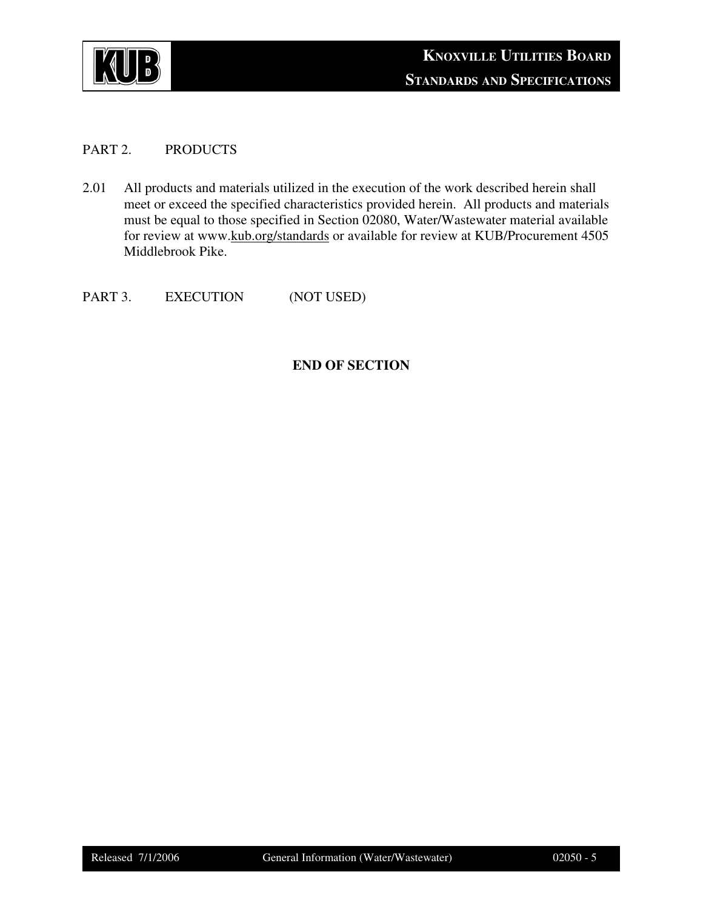## PART 2. PRODUCTS

2.01 All products and materials utilized in the execution of the work described herein shall meet or exceed the specified characteristics provided herein. All products and materials must be equal to those specified in Section 02080, Water/Wastewater material available for review at www.kub.org/standards or available for review at KUB/Procurement 4505 Middlebrook Pike.

## PART 3. EXECUTION (NOT USED)

**END OF SECTION**